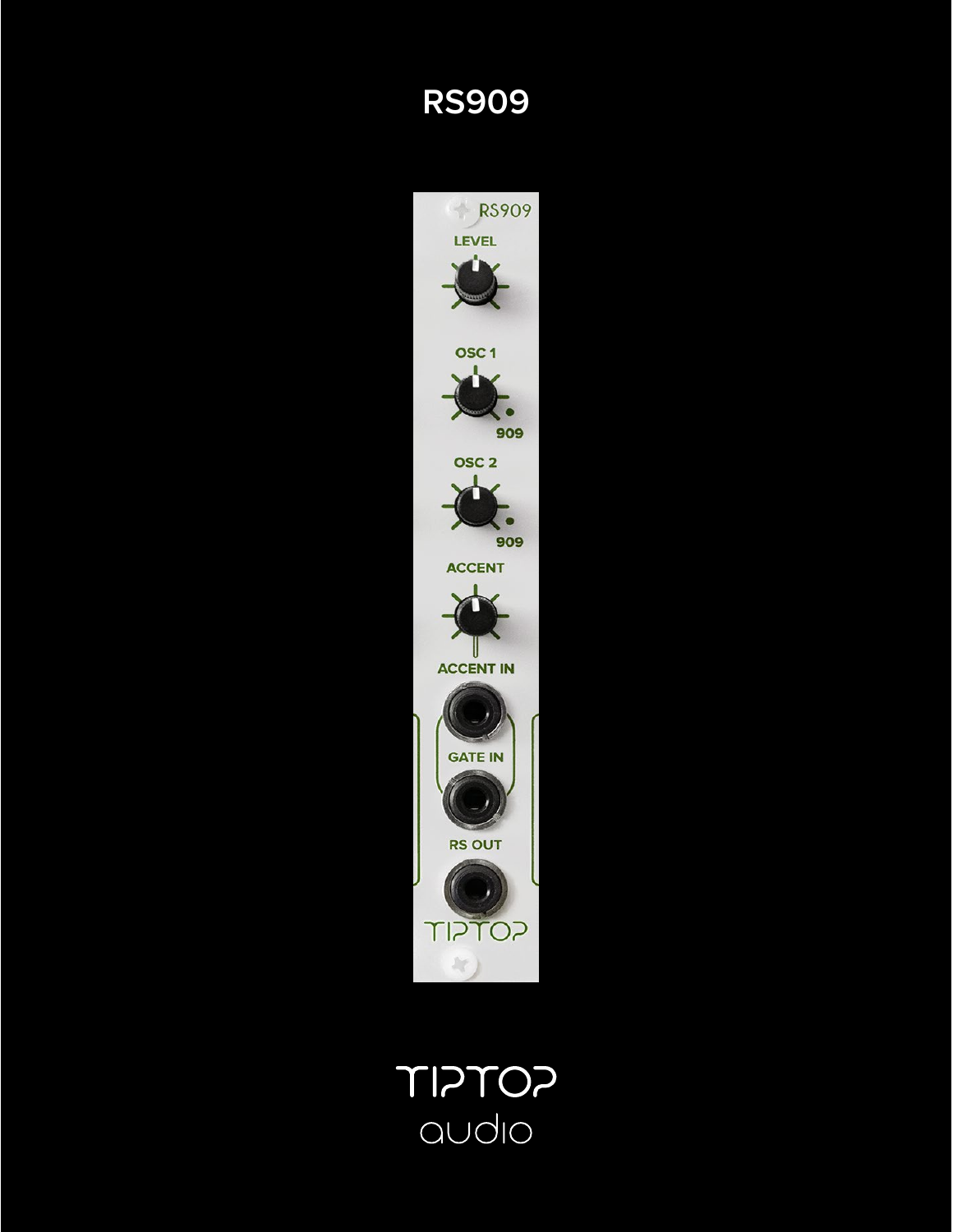# RS909

TIPTOP audio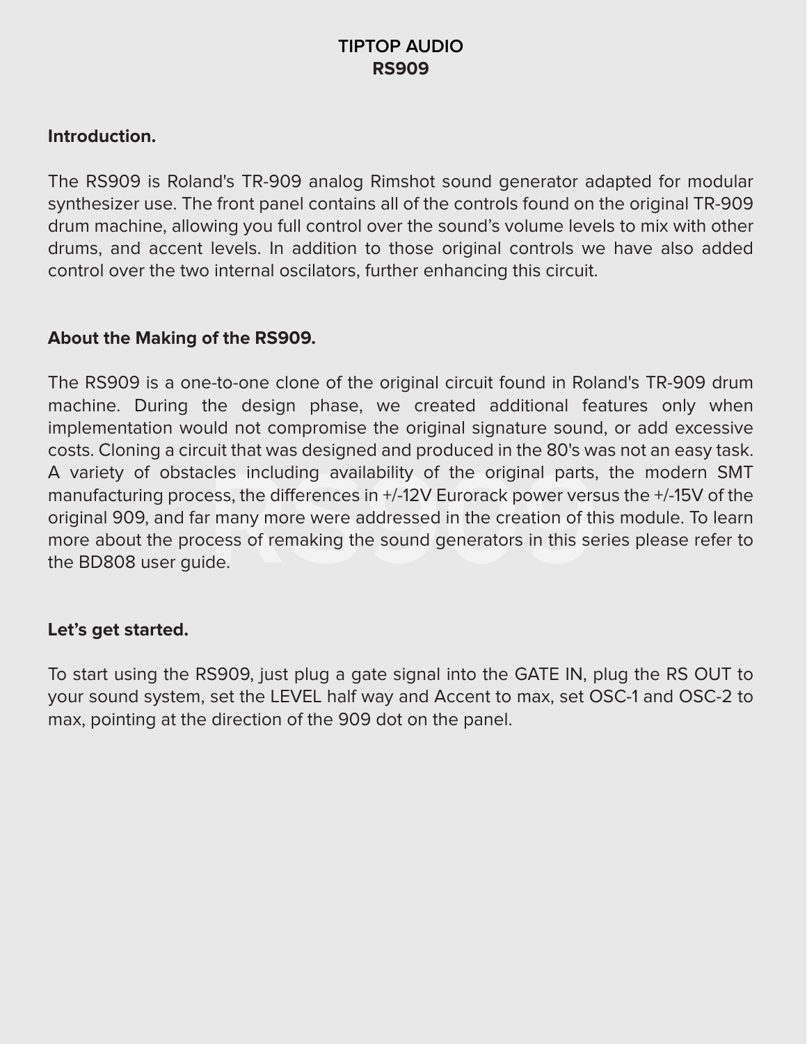# TIPTOP AUDIO
# RS909

## Introduction.

The RS909 is Roland's TR-909 analog Rimshot sound generator adapted for modular synthesizer use. The front panel contains all of the controls found on the original TR-909 drum machine, allowing you full control over the sound's volume levels to mix with other drums, and accent levels. In addition to those original controls we have also added control over the two internal oscilators, further enhancing this circuit.

## About the Making of the RS909.

The RS909 is a one-to-one clone of the original circuit found in Roland's TR-909 drum machine. During the design phase, we created additional features only when implementation would not compromise the original signature sound, or add excessive costs. Cloning a circuit that was designed and produced in the 80's was not an easy task. A variety of obstacles including availability of the original parts, the modern SMT manufacturing process, the differences in +/-12V Eurorack power versus the +/-15V of the original 909, and far many more were addressed in the creation of this module. To learn more about the process of remaking the sound generators in this series please refer to the BD808 user guide.

## Let's get started.

To start using the RS909, just plug a gate signal into the GATE IN, plug the RS OUT to your sound system, set the LEVEL half way and Accent to max, set OSC-1 and OSC-2 to max, pointing at the direction of the 909 dot on the panel.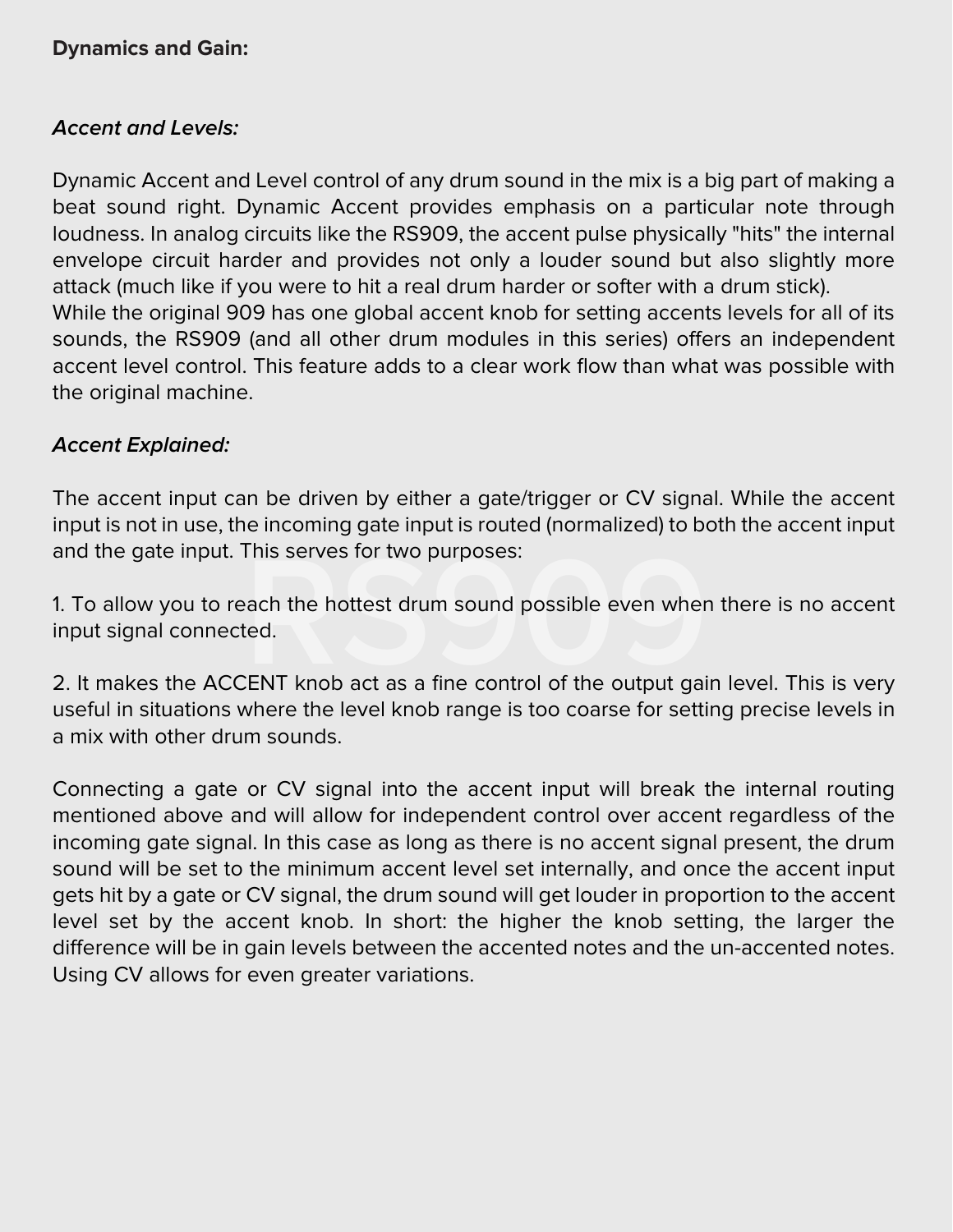**Dynamics and Gain:**

***Accent and Levels:***

Dynamic Accent and Level control of any drum sound in the mix is a big part of making a beat sound right. Dynamic Accent provides emphasis on a particular note through loudness. In analog circuits like the RS909, the accent pulse physically "hits" the internal envelope circuit harder and provides not only a louder sound but also slightly more attack (much like if you were to hit a real drum harder or softer with a drum stick).
While the original 909 has one global accent knob for setting accents levels for all of its sounds, the RS909 (and all other drum modules in this series) offers an independent accent level control. This feature adds to a clear work flow than what was possible with the original machine.

***Accent Explained:***

The accent input can be driven by either a gate/trigger or CV signal. While the accent input is not in use, the incoming gate input is routed (normalized) to both the accent input and the gate input. This serves for two purposes:

1. To allow you to reach the hottest drum sound possible even when there is no accent input signal connected.

2. It makes the ACCENT knob act as a fine control of the output gain level. This is very useful in situations where the level knob range is too coarse for setting precise levels in a mix with other drum sounds.

Connecting a gate or CV signal into the accent input will break the internal routing mentioned above and will allow for independent control over accent regardless of the incoming gate signal. In this case as long as there is no accent signal present, the drum sound will be set to the minimum accent level set internally, and once the accent input gets hit by a gate or CV signal, the drum sound will get louder in proportion to the accent level set by the accent knob. In short: the higher the knob setting, the larger the difference will be in gain levels between the accented notes and the un-accented notes. Using CV allows for even greater variations.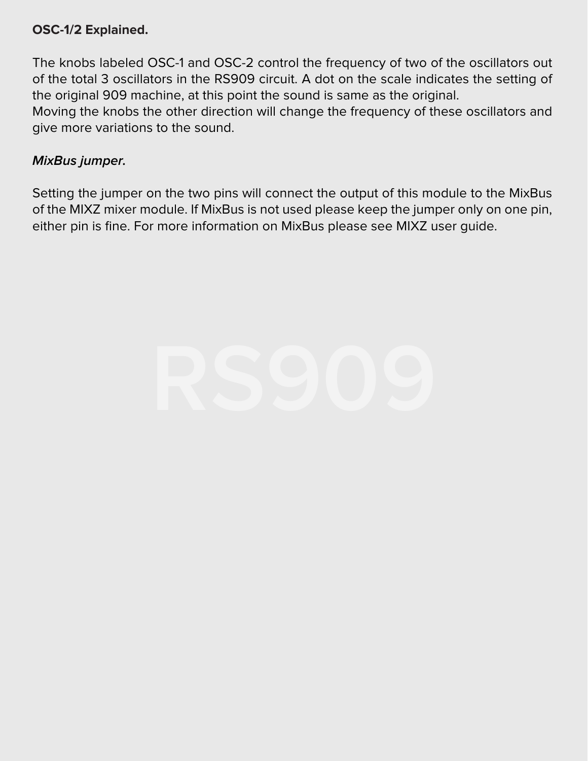**OSC-1/2 Explained.**

The knobs labeled OSC-1 and OSC-2 control the frequency of two of the oscillators out of the total 3 oscillators in the RS909 circuit. A dot on the scale indicates the setting of the original 909 machine, at this point the sound is same as the original.
Moving the knobs the other direction will change the frequency of these oscillators and give more variations to the sound.

***MixBus jumper.***

Setting the jumper on the two pins will connect the output of this module to the MixBus of the MIXZ mixer module. If MixBus is not used please keep the jumper only on one pin, either pin is fine. For more information on MixBus please see MIXZ user guide.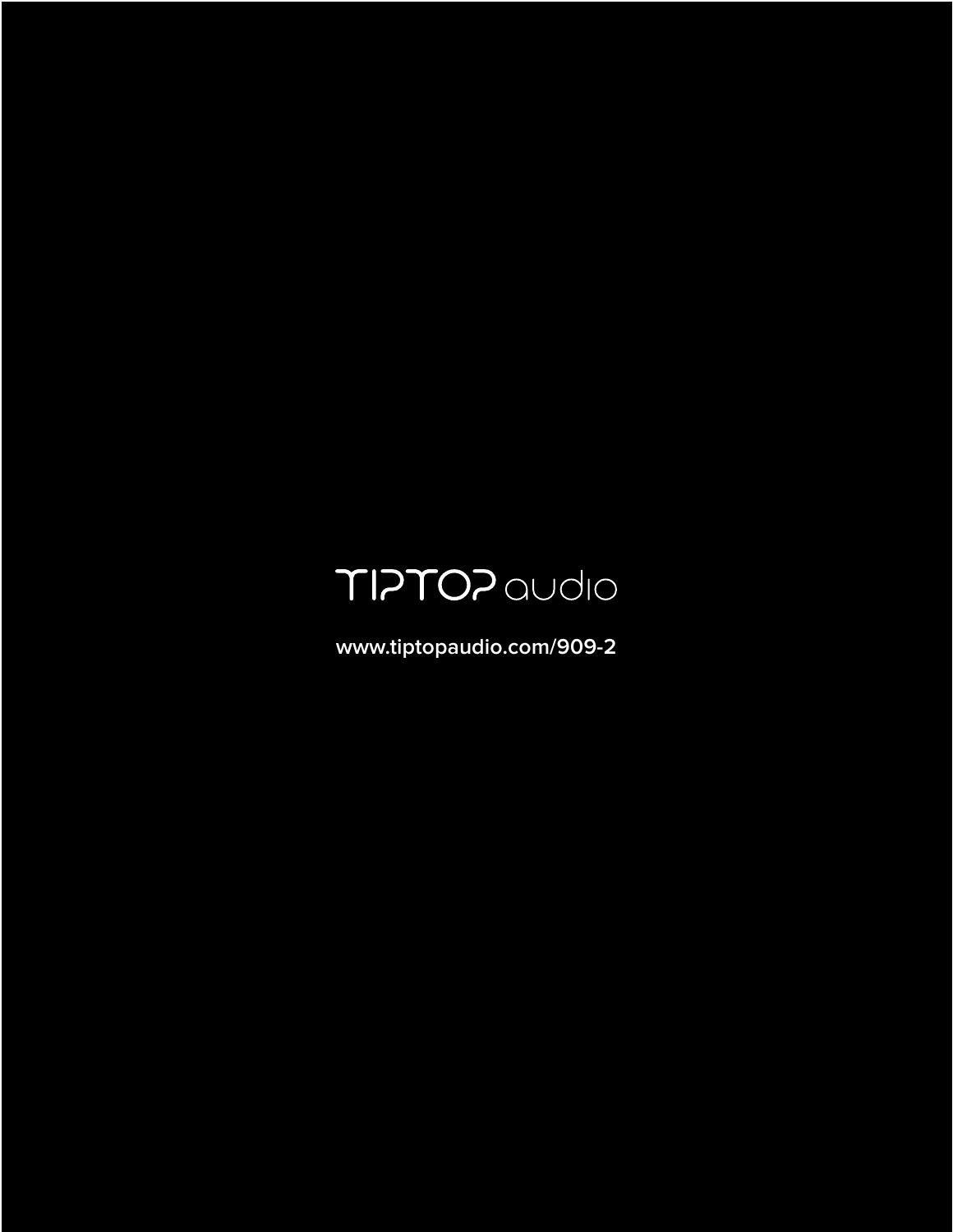TIPTOP audio

www.tiptopaudio.com/909-2